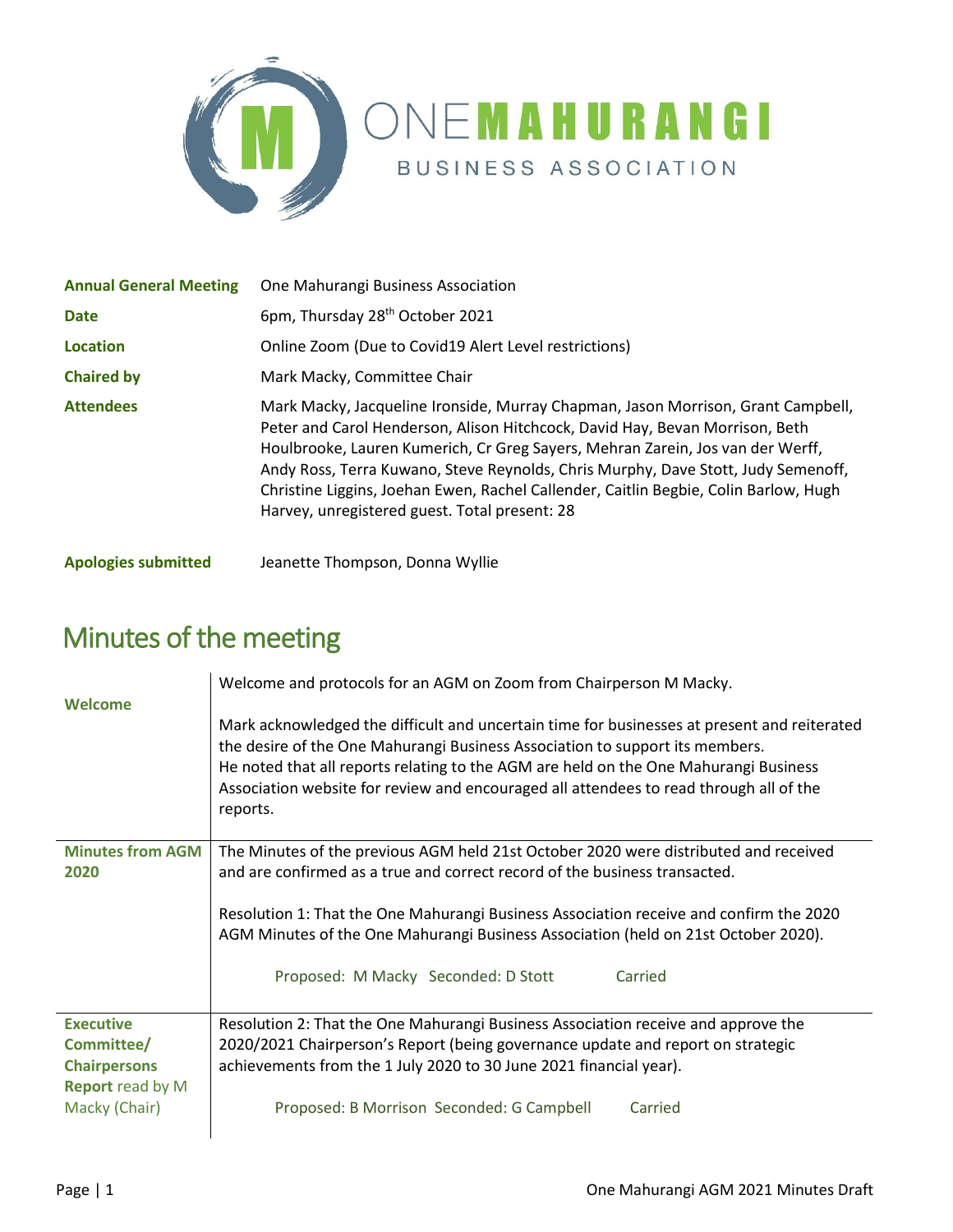# ONE MAHURANGI BUSINESS ASSOCIATION

| | |
|---|---|
| **Annual General Meeting** | One Mahurangi Business Association |
| **Date** | 6pm, Thursday 28th October 2021 |
| **Location** | Online Zoom (Due to Covid19 Alert Level restrictions) |
| **Chaired by** | Mark Macky, Committee Chair |
| **Attendees** | Mark Macky, Jacqueline Ironside, Murray Chapman, Jason Morrison, Grant Campbell, Peter and Carol Henderson, Alison Hitchcock, David Hay, Bevan Morrison, Beth Houlbrooke, Lauren Kumerich, Cr Greg Sayers, Mehran Zarein, Jos van der Werff, Andy Ross, Terra Kuwano, Steve Reynolds, Chris Murphy, Dave Stott, Judy Semenoff, Christine Liggins, Joehan Ewen, Rachel Callender, Caitlin Begbie, Colin Barlow, Hugh Harvey, unregistered guest. Total present: 28 |
| **Apologies submitted** | Jeanette Thompson, Donna Wyllie |

## Minutes of the meeting

| | |
|---|---|
| **Welcome** | Welcome and protocols for an AGM on Zoom from Chairperson M Macky.<br><br>Mark acknowledged the difficult and uncertain time for businesses at present and reiterated the desire of the One Mahurangi Business Association to support its members.<br>He noted that all reports relating to the AGM are held on the One Mahurangi Business Association website for review and encouraged all attendees to read through all of the reports. |
| **Minutes from AGM 2020** | The Minutes of the previous AGM held 21st October 2020 were distributed and received and are confirmed as a true and correct record of the business transacted.<br><br>Resolution 1: That the One Mahurangi Business Association receive and confirm the 2020 AGM Minutes of the One Mahurangi Business Association (held on 21st October 2020).<br><br>Proposed: M Macky Seconded: D Stott Carried |
| **Executive Committee/ Chairpersons Report** read by M Macky (Chair) | Resolution 2: That the One Mahurangi Business Association receive and approve the 2020/2021 Chairperson's Report (being governance update and report on strategic achievements from the 1 July 2020 to 30 June 2021 financial year).<br><br>Proposed: B Morrison Seconded: G Campbell Carried |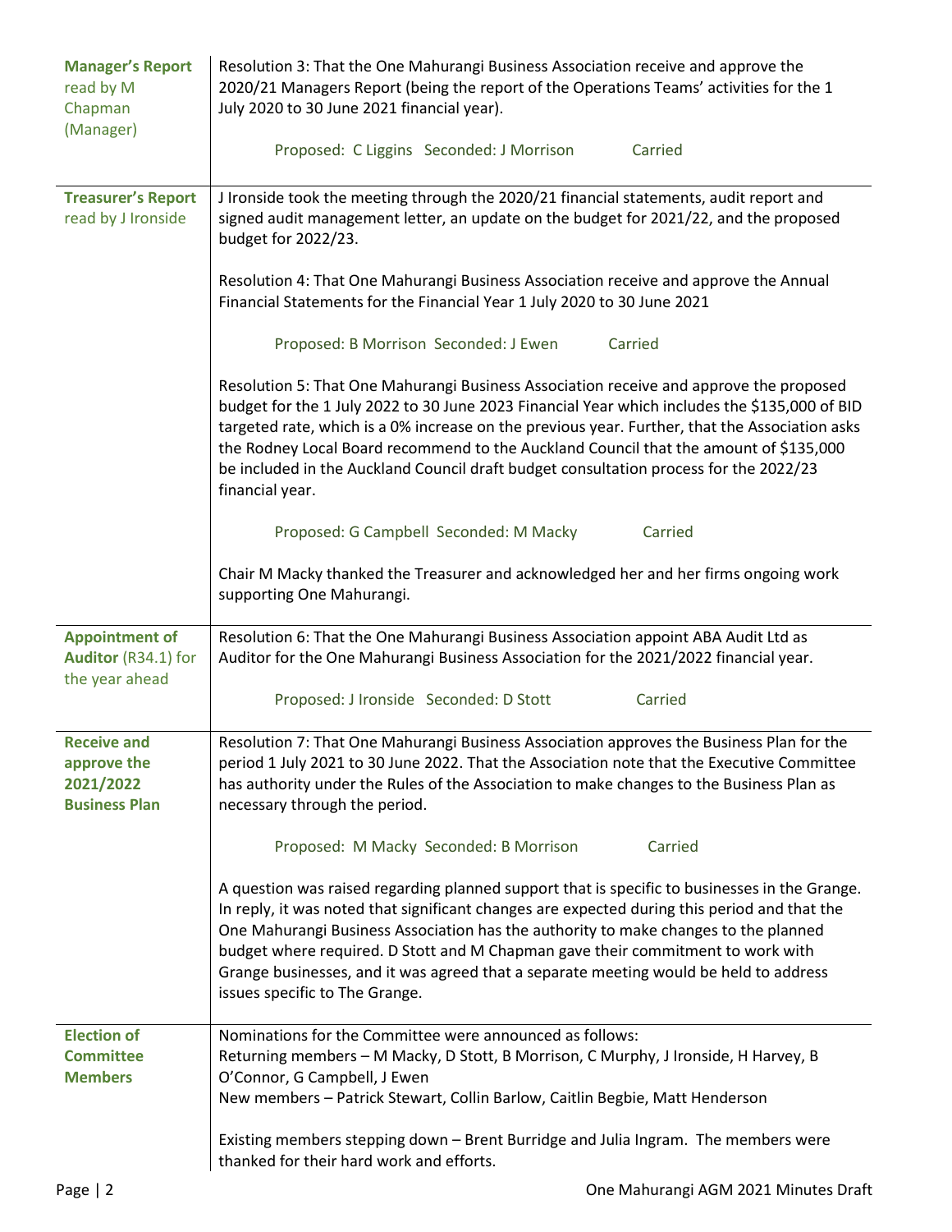| | |
|---|---|
| **Manager's Report** read by M Chapman (Manager) | Resolution 3: That the One Mahurangi Business Association receive and approve the 2020/21 Managers Report (being the report of the Operations Teams' activities for the 1 July 2020 to 30 June 2021 financial year).<br><br>Proposed: C Liggins Seconded: J Morrison Carried |
| **Treasurer's Report** read by J Ironside | J Ironside took the meeting through the 2020/21 financial statements, audit report and signed audit management letter, an update on the budget for 2021/22, and the proposed budget for 2022/23.<br><br>Resolution 4: That One Mahurangi Business Association receive and approve the Annual Financial Statements for the Financial Year 1 July 2020 to 30 June 2021<br><br>Proposed: B Morrison Seconded: J Ewen Carried<br><br>Resolution 5: That One Mahurangi Business Association receive and approve the proposed budget for the 1 July 2022 to 30 June 2023 Financial Year which includes the $135,000 of BID targeted rate, which is a 0% increase on the previous year. Further, that the Association asks the Rodney Local Board recommend to the Auckland Council that the amount of $135,000 be included in the Auckland Council draft budget consultation process for the 2022/23 financial year.<br><br>Proposed: G Campbell Seconded: M Macky Carried<br><br>Chair M Macky thanked the Treasurer and acknowledged her and her firms ongoing work supporting One Mahurangi. |
| **Appointment of Auditor** (R34.1) for the year ahead | Resolution 6: That the One Mahurangi Business Association appoint ABA Audit Ltd as Auditor for the One Mahurangi Business Association for the 2021/2022 financial year.<br><br>Proposed: J Ironside Seconded: D Stott Carried |
| **Receive and approve the 2021/2022 Business Plan** | Resolution 7: That One Mahurangi Business Association approves the Business Plan for the period 1 July 2021 to 30 June 2022. That the Association note that the Executive Committee has authority under the Rules of the Association to make changes to the Business Plan as necessary through the period.<br><br>Proposed: M Macky Seconded: B Morrison Carried<br><br>A question was raised regarding planned support that is specific to businesses in the Grange. In reply, it was noted that significant changes are expected during this period and that the One Mahurangi Business Association has the authority to make changes to the planned budget where required. D Stott and M Chapman gave their commitment to work with Grange businesses, and it was agreed that a separate meeting would be held to address issues specific to The Grange. |
| **Election of Committee Members** | Nominations for the Committee were announced as follows:<br>Returning members – M Macky, D Stott, B Morrison, C Murphy, J Ironside, H Harvey, B O'Connor, G Campbell, J Ewen<br>New members – Patrick Stewart, Collin Barlow, Caitlin Begbie, Matt Henderson<br><br>Existing members stepping down – Brent Burridge and Julia Ingram. The members were thanked for their hard work and efforts. |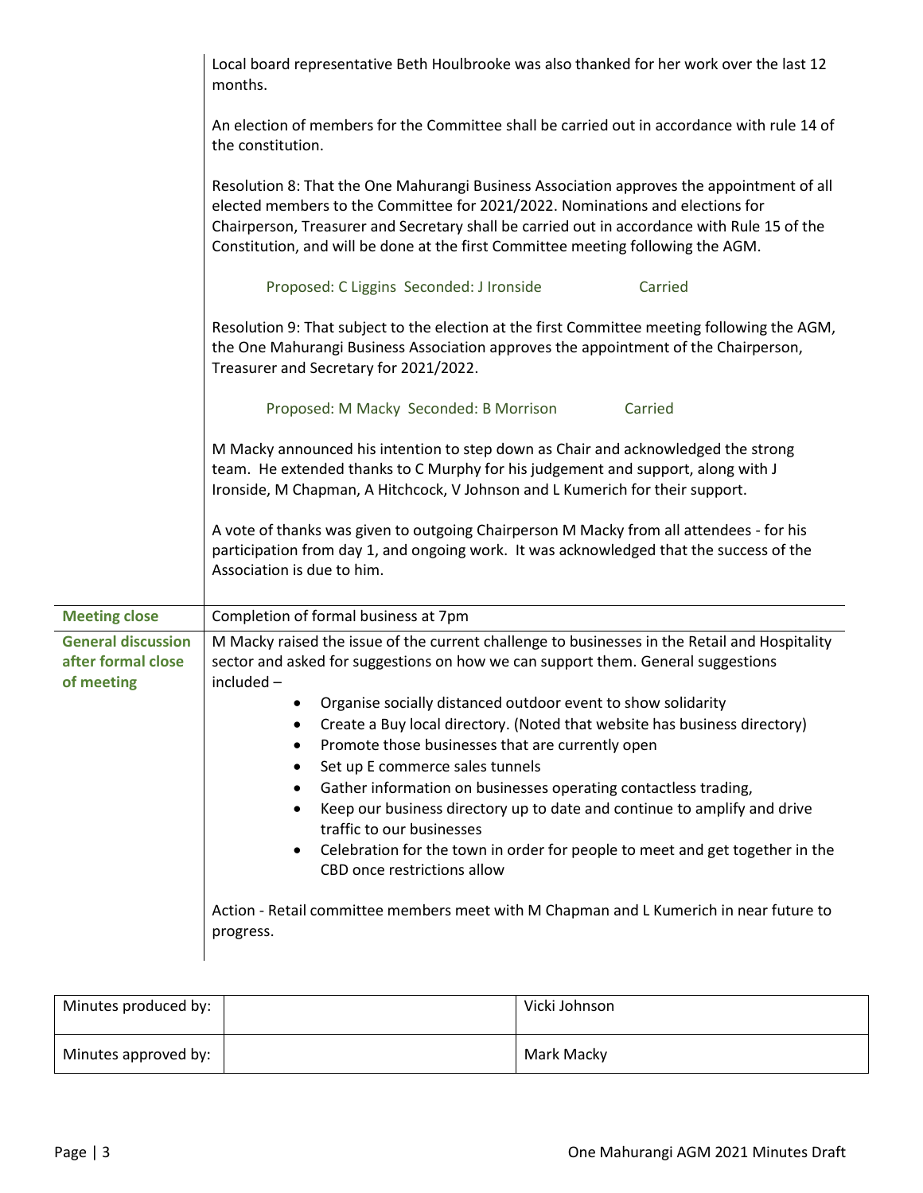| | |
|---|---|
| | Local board representative Beth Houlbrooke was also thanked for her work over the last 12 months.<br><br>An election of members for the Committee shall be carried out in accordance with rule 14 of the constitution.<br><br>Resolution 8: That the One Mahurangi Business Association approves the appointment of all elected members to the Committee for 2021/2022. Nominations and elections for Chairperson, Treasurer and Secretary shall be carried out in accordance with Rule 15 of the Constitution, and will be done at the first Committee meeting following the AGM.<br><br>Proposed: C Liggins Seconded: J Ironside Carried<br><br>Resolution 9: That subject to the election at the first Committee meeting following the AGM, the One Mahurangi Business Association approves the appointment of the Chairperson, Treasurer and Secretary for 2021/2022.<br><br>Proposed: M Macky Seconded: B Morrison Carried<br><br>M Macky announced his intention to step down as Chair and acknowledged the strong team. He extended thanks to C Murphy for his judgement and support, along with J Ironside, M Chapman, A Hitchcock, V Johnson and L Kumerich for their support.<br><br>A vote of thanks was given to outgoing Chairperson M Macky from all attendees - for his participation from day 1, and ongoing work. It was acknowledged that the success of the Association is due to him. |
| **Meeting close** | Completion of formal business at 7pm |
| **General discussion after formal close of meeting** | M Macky raised the issue of the current challenge to businesses in the Retail and Hospitality sector and asked for suggestions on how we can support them. General suggestions included –<br>• Organise socially distanced outdoor event to show solidarity<br>• Create a Buy local directory. (Noted that website has business directory)<br>• Promote those businesses that are currently open<br>• Set up E commerce sales tunnels<br>• Gather information on businesses operating contactless trading,<br>• Keep our business directory up to date and continue to amplify and drive traffic to our businesses<br>• Celebration for the town in order for people to meet and get together in the CBD once restrictions allow<br><br>Action - Retail committee members meet with M Chapman and L Kumerich in near future to progress. |

| | | |
|---|---|---|
| Minutes produced by: | | Vicki Johnson |
| Minutes approved by: | | Mark Macky |